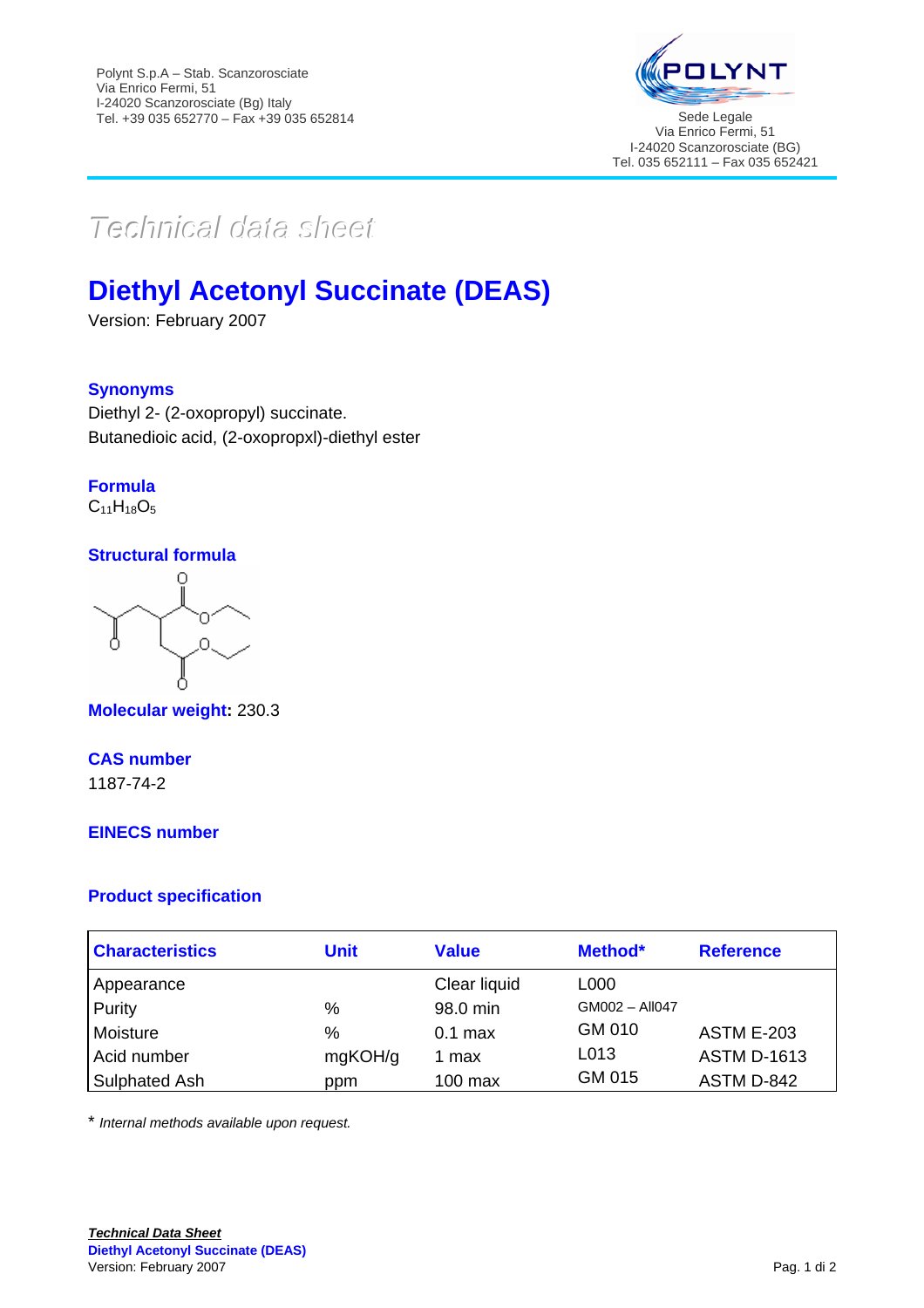Polynt S.p.A – Stab. Scanzorosciate
Via Enrico Fermi, 51
I-24020 Scanzorosciate (Bg) Italy
Tel. +39 035 652770 – Fax +39 035 652814

POLYNT

Sede Legale
Via Enrico Fermi, 51
I-24020 Scanzorosciate (BG)
Tel. 035 652111 – Fax 035 652421

*Technical data sheet*

# Diethyl Acetonyl Succinate (DEAS)

Version: February 2007

## Synonyms

Diethyl 2- (2-oxopropyl) succinate.
Butanedioic acid, (2-oxopropxl)-diethyl ester

## Formula

$C_{11}H_{18}O_5$

## Structural formula

**Molecular weight:** 230.3

## CAS number

1187-74-2

## EINECS number

## Product specification

| Characteristics | Unit | Value | Method* | Reference |
|---|---|---|---|---|
| Appearance | | Clear liquid | L000 | |
| Purity | % | 98.0 min | GM002 – AII047 | |
| Moisture | % | 0.1 max | GM 010 | ASTM E-203 |
| Acid number | mgKOH/g | 1 max | L013 | ASTM D-1613 |
| Sulphated Ash | ppm | 100 max | GM 015 | ASTM D-842 |

* *Internal methods available upon request.*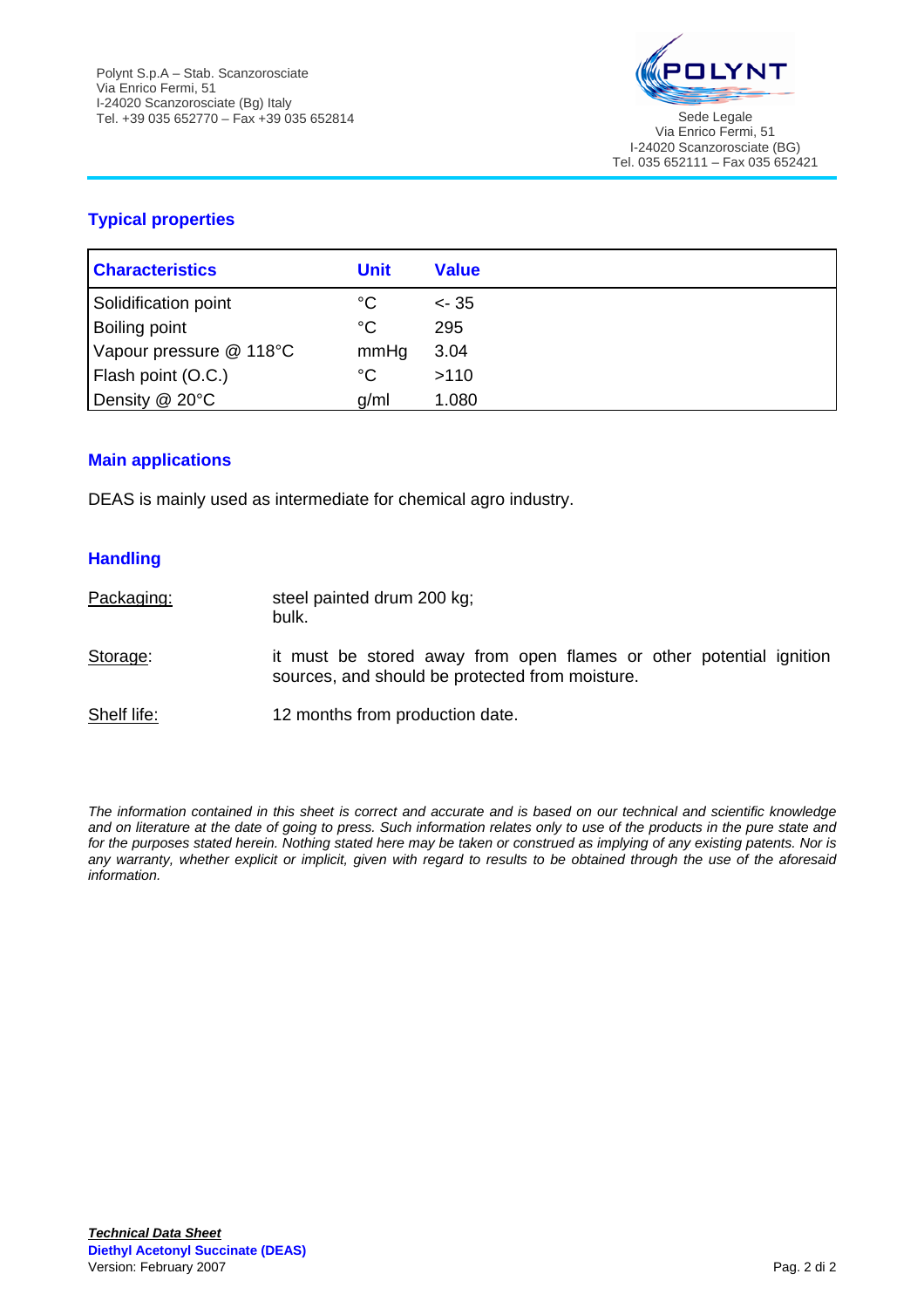## Typical properties

| Characteristics | Unit | Value |
|---|---|---|
| Solidification point | °C | <- 35 |
| Boiling point | °C | 295 |
| Vapour pressure @ 118°C | mmHg | 3.04 |
| Flash point (O.C.) | °C | >110 |
| Density @ 20°C | g/ml | 1.080 |

## Main applications

DEAS is mainly used as intermediate for chemical agro industry.

## Handling

Packaging: steel painted drum 200 kg;
bulk.

Storage: it must be stored away from open flames or other potential ignition sources, and should be protected from moisture.

Shelf life: 12 months from production date.

*The information contained in this sheet is correct and accurate and is based on our technical and scientific knowledge and on literature at the date of going to press. Such information relates only to use of the products in the pure state and for the purposes stated herein. Nothing stated here may be taken or construed as implying of any existing patents. Nor is any warranty, whether explicit or implicit, given with regard to results to be obtained through the use of the aforesaid information.*